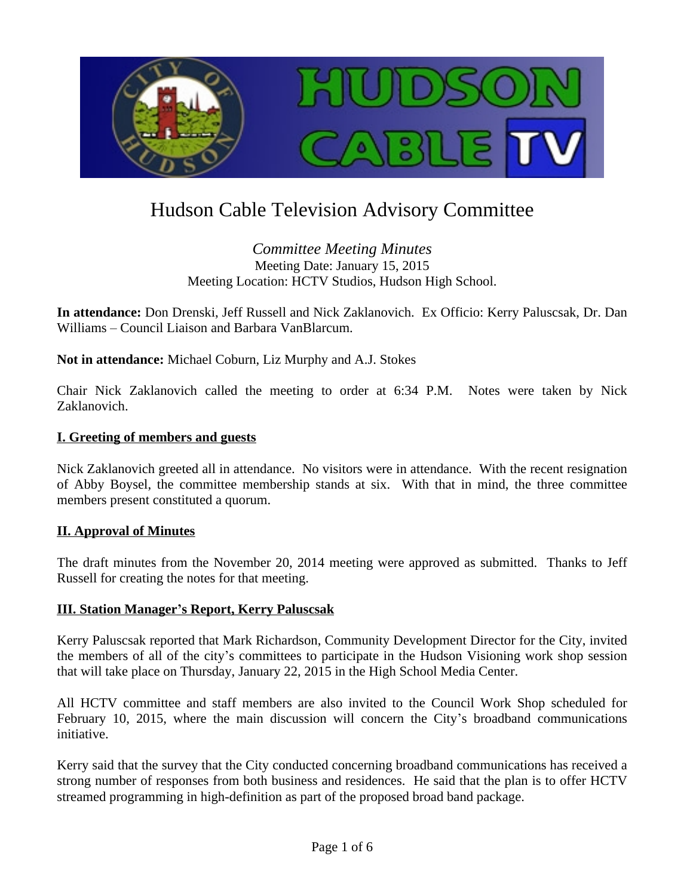# Hudson Cable Television Advisory Committee

*Committee Meeting Minutes*
Meeting Date: January 15, 2015
Meeting Location: HCTV Studios, Hudson High School.

**In attendance:** Don Drenski, Jeff Russell and Nick Zaklanovich. Ex Officio: Kerry Paluscsak, Dr. Dan Williams – Council Liaison and Barbara VanBlarcum.

**Not in attendance:** Michael Coburn, Liz Murphy and A.J. Stokes

Chair Nick Zaklanovich called the meeting to order at 6:34 P.M. Notes were taken by Nick Zaklanovich.

## I. Greeting of members and guests

Nick Zaklanovich greeted all in attendance. No visitors were in attendance. With the recent resignation of Abby Boysel, the committee membership stands at six. With that in mind, the three committee members present constituted a quorum.

## II. Approval of Minutes

The draft minutes from the November 20, 2014 meeting were approved as submitted. Thanks to Jeff Russell for creating the notes for that meeting.

## III. Station Manager's Report, Kerry Paluscsak

Kerry Paluscsak reported that Mark Richardson, Community Development Director for the City, invited the members of all of the city's committees to participate in the Hudson Visioning work shop session that will take place on Thursday, January 22, 2015 in the High School Media Center.

All HCTV committee and staff members are also invited to the Council Work Shop scheduled for February 10, 2015, where the main discussion will concern the City's broadband communications initiative.

Kerry said that the survey that the City conducted concerning broadband communications has received a strong number of responses from both business and residences. He said that the plan is to offer HCTV streamed programming in high-definition as part of the proposed broad band package.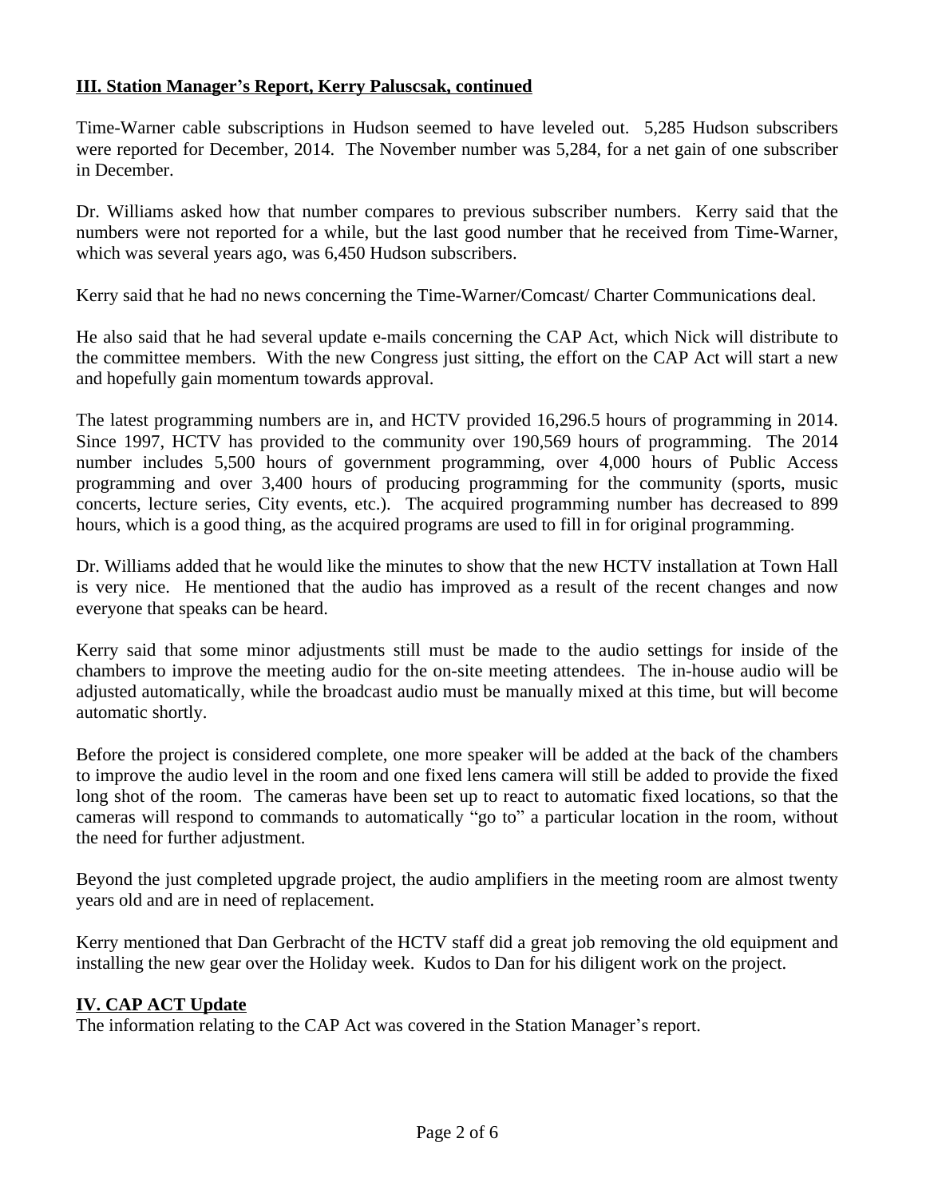## III. Station Manager's Report, Kerry Paluscsak, continued

Time-Warner cable subscriptions in Hudson seemed to have leveled out. 5,285 Hudson subscribers were reported for December, 2014. The November number was 5,284, for a net gain of one subscriber in December.

Dr. Williams asked how that number compares to previous subscriber numbers. Kerry said that the numbers were not reported for a while, but the last good number that he received from Time-Warner, which was several years ago, was 6,450 Hudson subscribers.

Kerry said that he had no news concerning the Time-Warner/Comcast/ Charter Communications deal.

He also said that he had several update e-mails concerning the CAP Act, which Nick will distribute to the committee members. With the new Congress just sitting, the effort on the CAP Act will start a new and hopefully gain momentum towards approval.

The latest programming numbers are in, and HCTV provided 16,296.5 hours of programming in 2014. Since 1997, HCTV has provided to the community over 190,569 hours of programming. The 2014 number includes 5,500 hours of government programming, over 4,000 hours of Public Access programming and over 3,400 hours of producing programming for the community (sports, music concerts, lecture series, City events, etc.). The acquired programming number has decreased to 899 hours, which is a good thing, as the acquired programs are used to fill in for original programming.

Dr. Williams added that he would like the minutes to show that the new HCTV installation at Town Hall is very nice. He mentioned that the audio has improved as a result of the recent changes and now everyone that speaks can be heard.

Kerry said that some minor adjustments still must be made to the audio settings for inside of the chambers to improve the meeting audio for the on-site meeting attendees. The in-house audio will be adjusted automatically, while the broadcast audio must be manually mixed at this time, but will become automatic shortly.

Before the project is considered complete, one more speaker will be added at the back of the chambers to improve the audio level in the room and one fixed lens camera will still be added to provide the fixed long shot of the room. The cameras have been set up to react to automatic fixed locations, so that the cameras will respond to commands to automatically "go to" a particular location in the room, without the need for further adjustment.

Beyond the just completed upgrade project, the audio amplifiers in the meeting room are almost twenty years old and are in need of replacement.

Kerry mentioned that Dan Gerbracht of the HCTV staff did a great job removing the old equipment and installing the new gear over the Holiday week. Kudos to Dan for his diligent work on the project.

## IV. CAP ACT Update

The information relating to the CAP Act was covered in the Station Manager's report.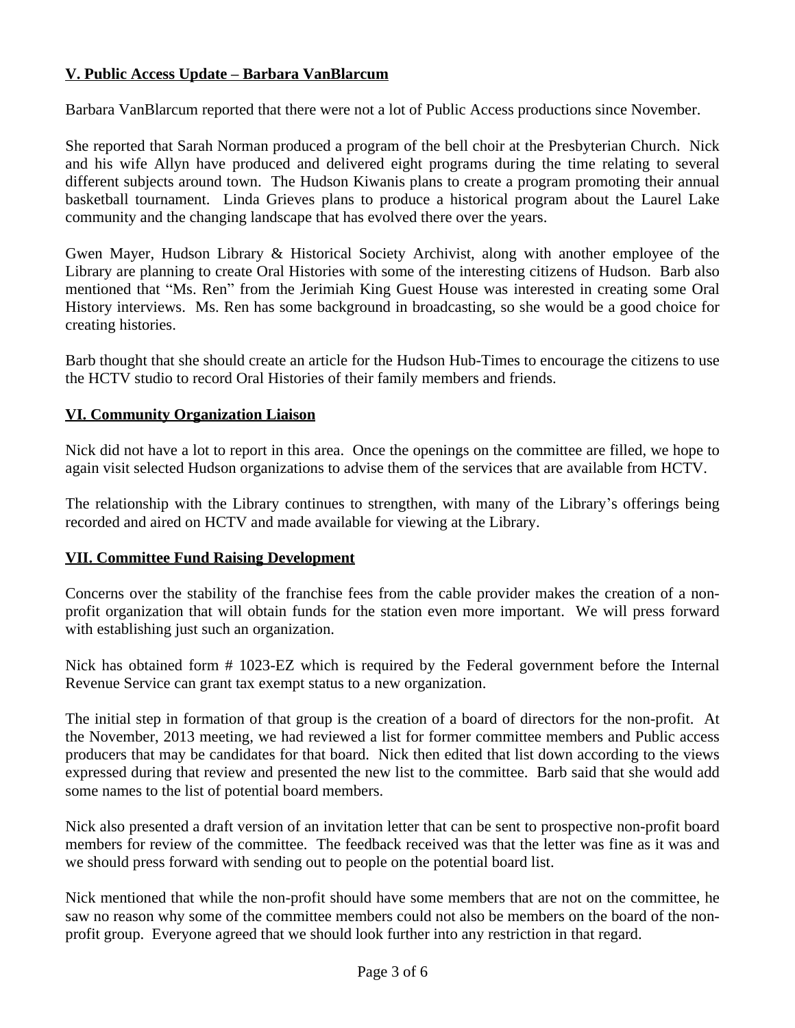## V. Public Access Update – Barbara VanBlarcum

Barbara VanBlarcum reported that there were not a lot of Public Access productions since November.

She reported that Sarah Norman produced a program of the bell choir at the Presbyterian Church. Nick and his wife Allyn have produced and delivered eight programs during the time relating to several different subjects around town. The Hudson Kiwanis plans to create a program promoting their annual basketball tournament. Linda Grieves plans to produce a historical program about the Laurel Lake community and the changing landscape that has evolved there over the years.

Gwen Mayer, Hudson Library & Historical Society Archivist, along with another employee of the Library are planning to create Oral Histories with some of the interesting citizens of Hudson. Barb also mentioned that "Ms. Ren" from the Jerimiah King Guest House was interested in creating some Oral History interviews. Ms. Ren has some background in broadcasting, so she would be a good choice for creating histories.

Barb thought that she should create an article for the Hudson Hub-Times to encourage the citizens to use the HCTV studio to record Oral Histories of their family members and friends.

## VI. Community Organization Liaison

Nick did not have a lot to report in this area. Once the openings on the committee are filled, we hope to again visit selected Hudson organizations to advise them of the services that are available from HCTV.

The relationship with the Library continues to strengthen, with many of the Library's offerings being recorded and aired on HCTV and made available for viewing at the Library.

## VII. Committee Fund Raising Development

Concerns over the stability of the franchise fees from the cable provider makes the creation of a non-profit organization that will obtain funds for the station even more important. We will press forward with establishing just such an organization.

Nick has obtained form # 1023-EZ which is required by the Federal government before the Internal Revenue Service can grant tax exempt status to a new organization.

The initial step in formation of that group is the creation of a board of directors for the non-profit. At the November, 2013 meeting, we had reviewed a list for former committee members and Public access producers that may be candidates for that board. Nick then edited that list down according to the views expressed during that review and presented the new list to the committee. Barb said that she would add some names to the list of potential board members.

Nick also presented a draft version of an invitation letter that can be sent to prospective non-profit board members for review of the committee. The feedback received was that the letter was fine as it was and we should press forward with sending out to people on the potential board list.

Nick mentioned that while the non-profit should have some members that are not on the committee, he saw no reason why some of the committee members could not also be members on the board of the non-profit group. Everyone agreed that we should look further into any restriction in that regard.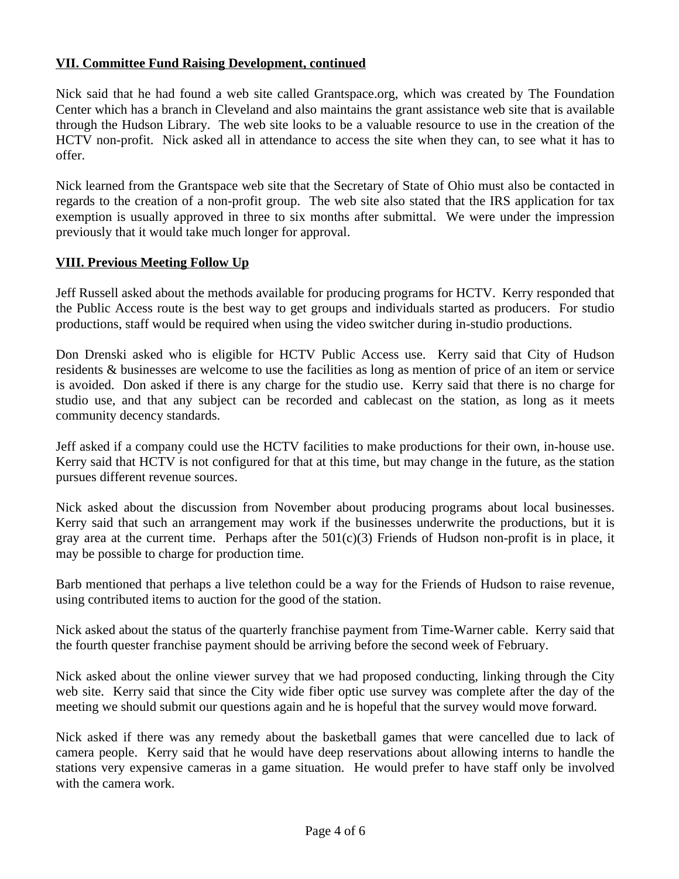**VII. Committee Fund Raising Development, continued**

Nick said that he had found a web site called Grantspace.org, which was created by The Foundation Center which has a branch in Cleveland and also maintains the grant assistance web site that is available through the Hudson Library. The web site looks to be a valuable resource to use in the creation of the HCTV non-profit. Nick asked all in attendance to access the site when they can, to see what it has to offer.

Nick learned from the Grantspace web site that the Secretary of State of Ohio must also be contacted in regards to the creation of a non-profit group. The web site also stated that the IRS application for tax exemption is usually approved in three to six months after submittal. We were under the impression previously that it would take much longer for approval.

**VIII. Previous Meeting Follow Up**

Jeff Russell asked about the methods available for producing programs for HCTV. Kerry responded that the Public Access route is the best way to get groups and individuals started as producers. For studio productions, staff would be required when using the video switcher during in-studio productions.

Don Drenski asked who is eligible for HCTV Public Access use. Kerry said that City of Hudson residents & businesses are welcome to use the facilities as long as mention of price of an item or service is avoided. Don asked if there is any charge for the studio use. Kerry said that there is no charge for studio use, and that any subject can be recorded and cablecast on the station, as long as it meets community decency standards.

Jeff asked if a company could use the HCTV facilities to make productions for their own, in-house use. Kerry said that HCTV is not configured for that at this time, but may change in the future, as the station pursues different revenue sources.

Nick asked about the discussion from November about producing programs about local businesses. Kerry said that such an arrangement may work if the businesses underwrite the productions, but it is gray area at the current time. Perhaps after the 501(c)(3) Friends of Hudson non-profit is in place, it may be possible to charge for production time.

Barb mentioned that perhaps a live telethon could be a way for the Friends of Hudson to raise revenue, using contributed items to auction for the good of the station.

Nick asked about the status of the quarterly franchise payment from Time-Warner cable. Kerry said that the fourth quester franchise payment should be arriving before the second week of February.

Nick asked about the online viewer survey that we had proposed conducting, linking through the City web site. Kerry said that since the City wide fiber optic use survey was complete after the day of the meeting we should submit our questions again and he is hopeful that the survey would move forward.

Nick asked if there was any remedy about the basketball games that were cancelled due to lack of camera people. Kerry said that he would have deep reservations about allowing interns to handle the stations very expensive cameras in a game situation. He would prefer to have staff only be involved with the camera work.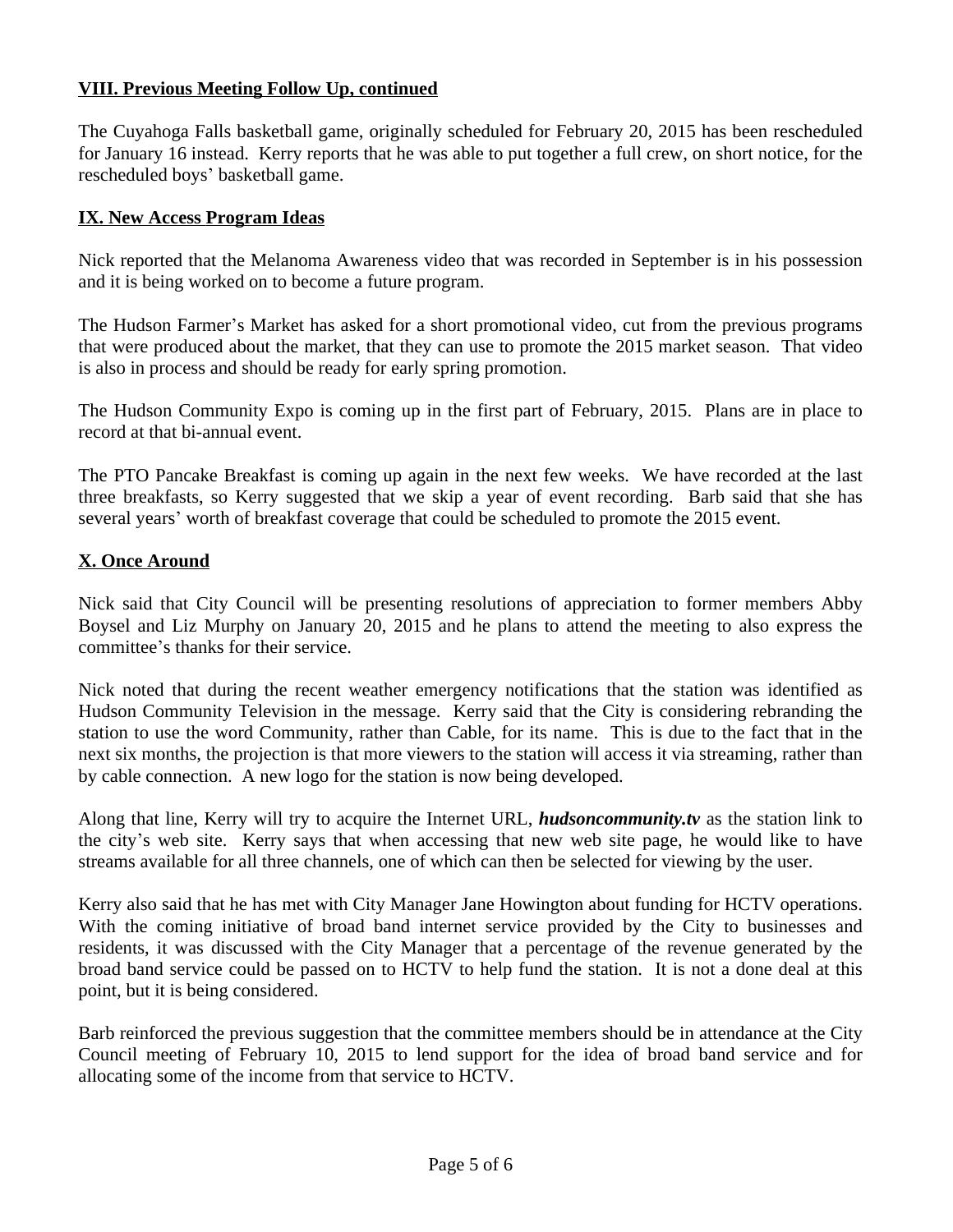## VIII. Previous Meeting Follow Up, continued

The Cuyahoga Falls basketball game, originally scheduled for February 20, 2015 has been rescheduled for January 16 instead. Kerry reports that he was able to put together a full crew, on short notice, for the rescheduled boys' basketball game.

## IX. New Access Program Ideas

Nick reported that the Melanoma Awareness video that was recorded in September is in his possession and it is being worked on to become a future program.

The Hudson Farmer's Market has asked for a short promotional video, cut from the previous programs that were produced about the market, that they can use to promote the 2015 market season. That video is also in process and should be ready for early spring promotion.

The Hudson Community Expo is coming up in the first part of February, 2015. Plans are in place to record at that bi-annual event.

The PTO Pancake Breakfast is coming up again in the next few weeks. We have recorded at the last three breakfasts, so Kerry suggested that we skip a year of event recording. Barb said that she has several years' worth of breakfast coverage that could be scheduled to promote the 2015 event.

## X. Once Around

Nick said that City Council will be presenting resolutions of appreciation to former members Abby Boysel and Liz Murphy on January 20, 2015 and he plans to attend the meeting to also express the committee's thanks for their service.

Nick noted that during the recent weather emergency notifications that the station was identified as Hudson Community Television in the message. Kerry said that the City is considering rebranding the station to use the word Community, rather than Cable, for its name. This is due to the fact that in the next six months, the projection is that more viewers to the station will access it via streaming, rather than by cable connection. A new logo for the station is now being developed.

Along that line, Kerry will try to acquire the Internet URL, ***hudsoncommunity.tv*** as the station link to the city's web site. Kerry says that when accessing that new web site page, he would like to have streams available for all three channels, one of which can then be selected for viewing by the user.

Kerry also said that he has met with City Manager Jane Howington about funding for HCTV operations. With the coming initiative of broad band internet service provided by the City to businesses and residents, it was discussed with the City Manager that a percentage of the revenue generated by the broad band service could be passed on to HCTV to help fund the station. It is not a done deal at this point, but it is being considered.

Barb reinforced the previous suggestion that the committee members should be in attendance at the City Council meeting of February 10, 2015 to lend support for the idea of broad band service and for allocating some of the income from that service to HCTV.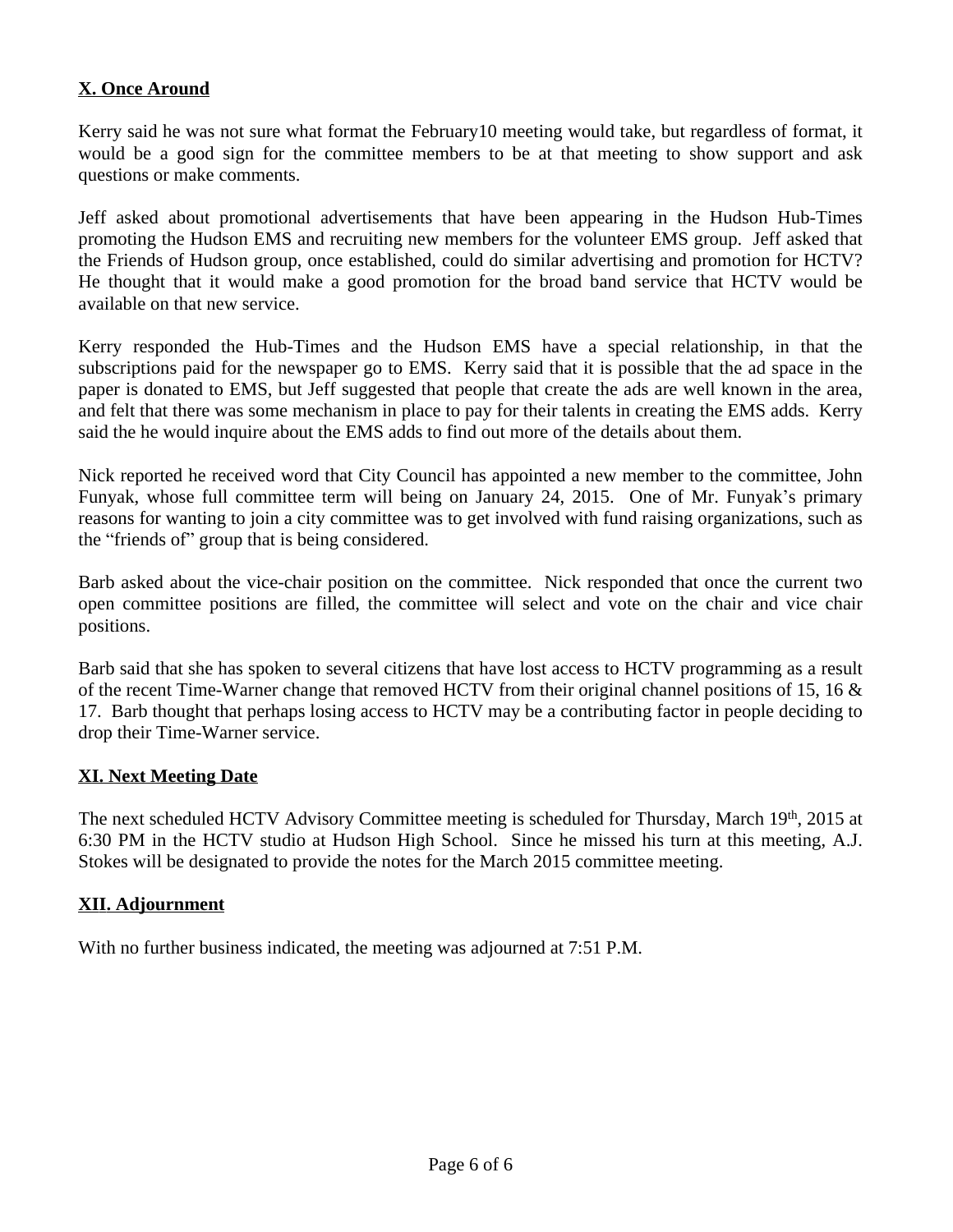## X. Once Around

Kerry said he was not sure what format the February10 meeting would take, but regardless of format, it would be a good sign for the committee members to be at that meeting to show support and ask questions or make comments.

Jeff asked about promotional advertisements that have been appearing in the Hudson Hub-Times promoting the Hudson EMS and recruiting new members for the volunteer EMS group. Jeff asked that the Friends of Hudson group, once established, could do similar advertising and promotion for HCTV? He thought that it would make a good promotion for the broad band service that HCTV would be available on that new service.

Kerry responded the Hub-Times and the Hudson EMS have a special relationship, in that the subscriptions paid for the newspaper go to EMS. Kerry said that it is possible that the ad space in the paper is donated to EMS, but Jeff suggested that people that create the ads are well known in the area, and felt that there was some mechanism in place to pay for their talents in creating the EMS adds. Kerry said the he would inquire about the EMS adds to find out more of the details about them.

Nick reported he received word that City Council has appointed a new member to the committee, John Funyak, whose full committee term will being on January 24, 2015. One of Mr. Funyak's primary reasons for wanting to join a city committee was to get involved with fund raising organizations, such as the "friends of" group that is being considered.

Barb asked about the vice-chair position on the committee. Nick responded that once the current two open committee positions are filled, the committee will select and vote on the chair and vice chair positions.

Barb said that she has spoken to several citizens that have lost access to HCTV programming as a result of the recent Time-Warner change that removed HCTV from their original channel positions of 15, 16 & 17. Barb thought that perhaps losing access to HCTV may be a contributing factor in people deciding to drop their Time-Warner service.

## XI. Next Meeting Date

The next scheduled HCTV Advisory Committee meeting is scheduled for Thursday, March 19th, 2015 at 6:30 PM in the HCTV studio at Hudson High School. Since he missed his turn at this meeting, A.J. Stokes will be designated to provide the notes for the March 2015 committee meeting.

## XII. Adjournment

With no further business indicated, the meeting was adjourned at 7:51 P.M.